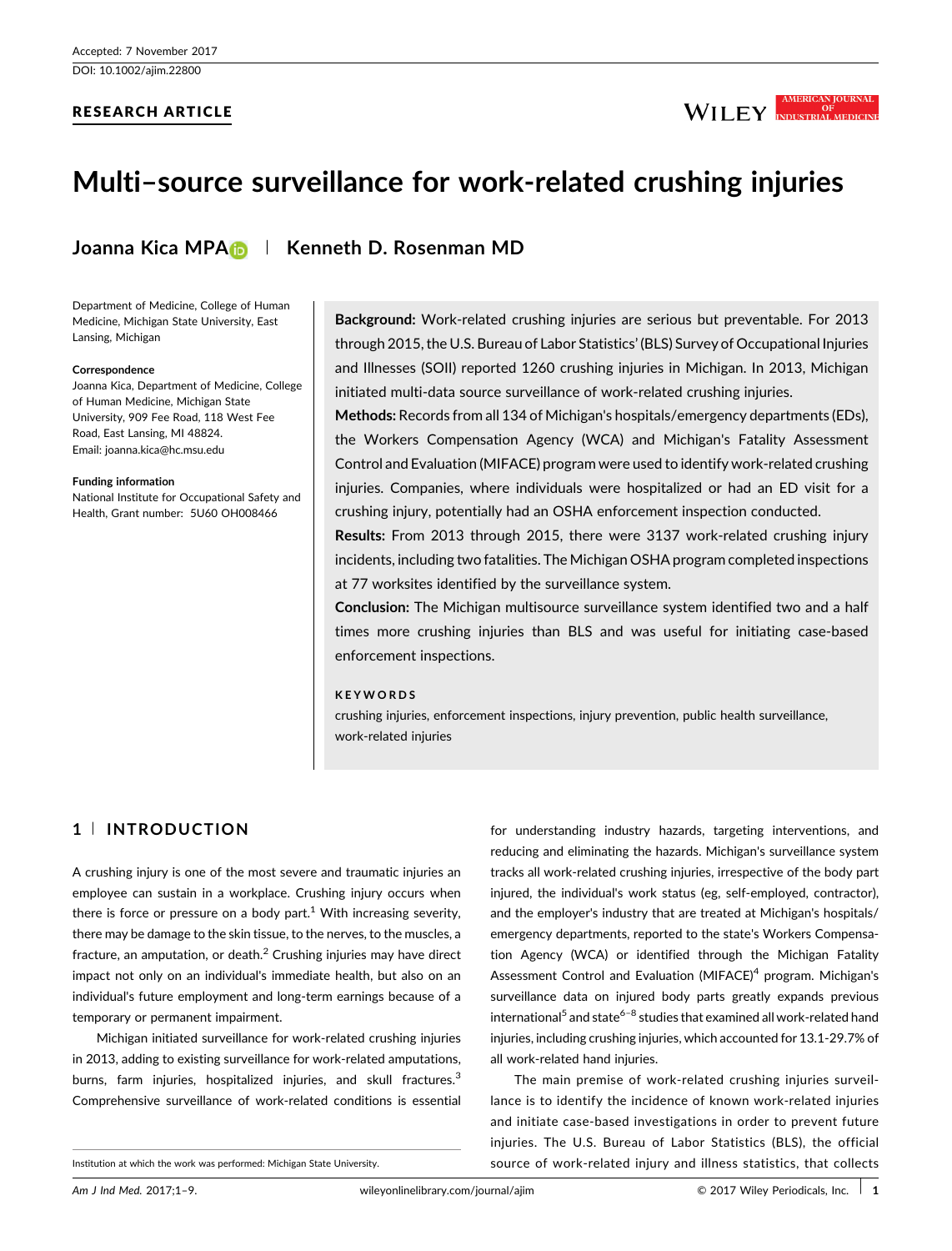Accepted: 7 November 2017

DOI: 10.1002/ajim.22800

RESEARCH ARTICLE

# Multi–source surveillance for work-related crushing injuries

**Joanna Kica MPA** | **Kenneth D. Rosenman MD**

Department of Medicine, College of Human Medicine, Michigan State University, East Lansing, Michigan

**Correspondence**
Joanna Kica, Department of Medicine, College of Human Medicine, Michigan State University, 909 Fee Road, 118 West Fee Road, East Lansing, MI 48824.
Email: joanna.kica@hc.msu.edu

**Funding information**
National Institute for Occupational Safety and Health, Grant number: 5U60 OH008466

**Background:** Work-related crushing injuries are serious but preventable. For 2013 through 2015, the U.S. Bureau of Labor Statistics' (BLS) Survey of Occupational Injuries and Illnesses (SOII) reported 1260 crushing injuries in Michigan. In 2013, Michigan initiated multi-data source surveillance of work-related crushing injuries.

**Methods:** Records from all 134 of Michigan's hospitals/emergency departments (EDs), the Workers Compensation Agency (WCA) and Michigan's Fatality Assessment Control and Evaluation (MIFACE) program were used to identify work-related crushing injuries. Companies, where individuals were hospitalized or had an ED visit for a crushing injury, potentially had an OSHA enforcement inspection conducted.

**Results:** From 2013 through 2015, there were 3137 work-related crushing injury incidents, including two fatalities. The Michigan OSHA program completed inspections at 77 worksites identified by the surveillance system.

**Conclusion:** The Michigan multisource surveillance system identified two and a half times more crushing injuries than BLS and was useful for initiating case-based enforcement inspections.

**KEYWORDS**

crushing injuries, enforcement inspections, injury prevention, public health surveillance, work-related injuries

## 1 | INTRODUCTION

A crushing injury is one of the most severe and traumatic injuries an employee can sustain in a workplace. Crushing injury occurs when there is force or pressure on a body part.[1] With increasing severity, there may be damage to the skin tissue, to the nerves, to the muscles, a fracture, an amputation, or death.[2] Crushing injuries may have direct impact not only on an individual's immediate health, but also on an individual's future employment and long-term earnings because of a temporary or permanent impairment.

Michigan initiated surveillance for work-related crushing injuries in 2013, adding to existing surveillance for work-related amputations, burns, farm injuries, hospitalized injuries, and skull fractures.[3] Comprehensive surveillance of work-related conditions is essential for understanding industry hazards, targeting interventions, and reducing and eliminating the hazards. Michigan's surveillance system tracks all work-related crushing injuries, irrespective of the body part injured, the individual's work status (eg, self-employed, contractor), and the employer's industry that are treated at Michigan's hospitals/emergency departments, reported to the state's Workers Compensation Agency (WCA) or identified through the Michigan Fatality Assessment Control and Evaluation (MIFACE)[4] program. Michigan's surveillance data on injured body parts greatly expands previous international[5] and state[6–8] studies that examined all work-related hand injuries, including crushing injuries, which accounted for 13.1-29.7% of all work-related hand injuries.

The main premise of work-related crushing injuries surveillance is to identify the incidence of known work-related injuries and initiate case-based investigations in order to prevent future injuries. The U.S. Bureau of Labor Statistics (BLS), the official source of work-related injury and illness statistics, that collects

Institution at which the work was performed: Michigan State University.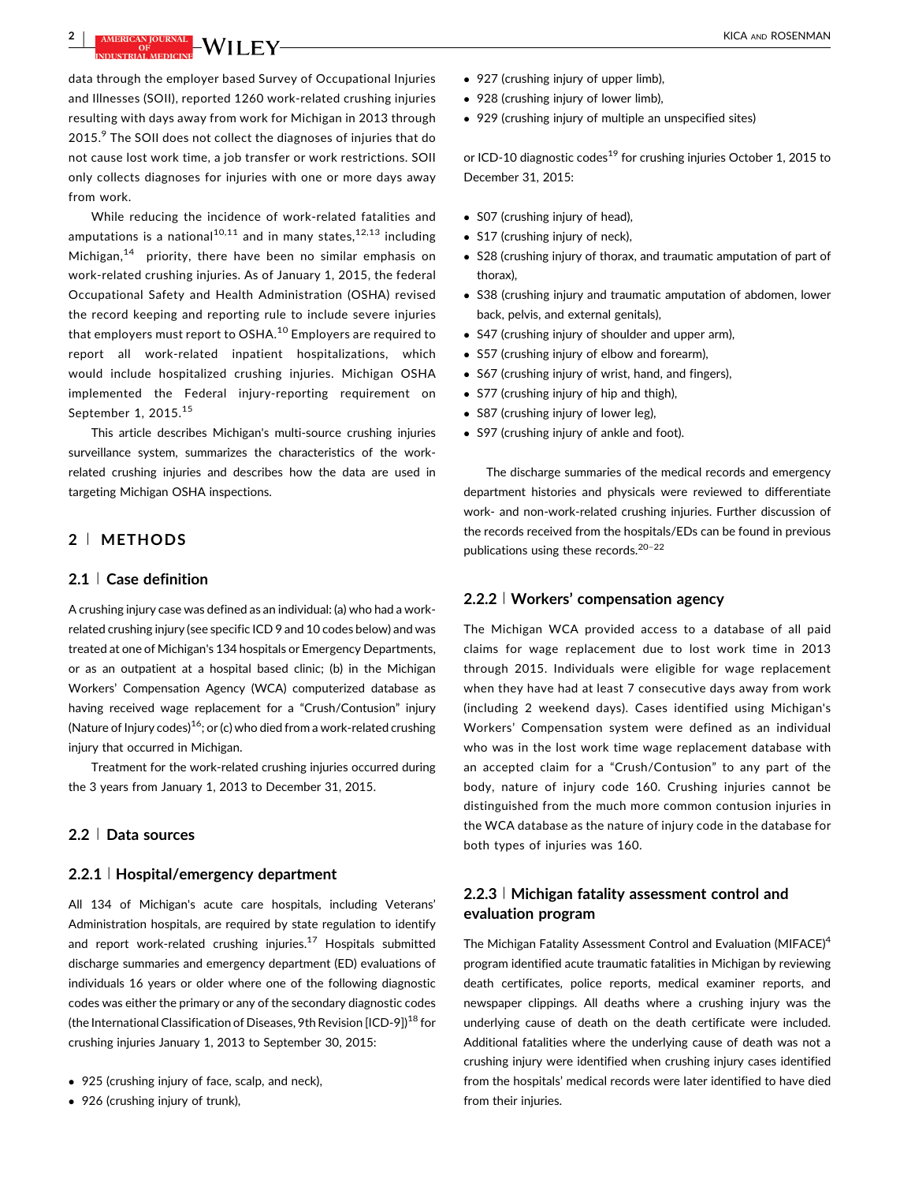data through the employer based Survey of Occupational Injuries and Illnesses (SOII), reported 1260 work-related crushing injuries resulting with days away from work for Michigan in 2013 through 2015.[9] The SOII does not collect the diagnoses of injuries that do not cause lost work time, a job transfer or work restrictions. SOII only collects diagnoses for injuries with one or more days away from work.

While reducing the incidence of work-related fatalities and amputations is a national[10,11] and in many states,[12,13] including Michigan,[14] priority, there have been no similar emphasis on work-related crushing injuries. As of January 1, 2015, the federal Occupational Safety and Health Administration (OSHA) revised the record keeping and reporting rule to include severe injuries that employers must report to OSHA.[10] Employers are required to report all work-related inpatient hospitalizations, which would include hospitalized crushing injuries. Michigan OSHA implemented the Federal injury-reporting requirement on September 1, 2015.[15]

This article describes Michigan's multi-source crushing injuries surveillance system, summarizes the characteristics of the work-related crushing injuries and describes how the data are used in targeting Michigan OSHA inspections.

## 2 | METHODS

### 2.1 | Case definition

A crushing injury case was defined as an individual: (a) who had a work-related crushing injury (see specific ICD 9 and 10 codes below) and was treated at one of Michigan's 134 hospitals or Emergency Departments, or as an outpatient at a hospital based clinic; (b) in the Michigan Workers' Compensation Agency (WCA) computerized database as having received wage replacement for a "Crush/Contusion" injury (Nature of Injury codes)[16]; or (c) who died from a work-related crushing injury that occurred in Michigan.

Treatment for the work-related crushing injuries occurred during the 3 years from January 1, 2013 to December 31, 2015.

### 2.2 | Data sources

#### 2.2.1 | Hospital/emergency department

All 134 of Michigan's acute care hospitals, including Veterans' Administration hospitals, are required by state regulation to identify and report work-related crushing injuries.[17] Hospitals submitted discharge summaries and emergency department (ED) evaluations of individuals 16 years or older where one of the following diagnostic codes was either the primary or any of the secondary diagnostic codes (the International Classification of Diseases, 9th Revision [ICD-9])[18] for crushing injuries January 1, 2013 to September 30, 2015:

- 925 (crushing injury of face, scalp, and neck),
- 926 (crushing injury of trunk),
- 927 (crushing injury of upper limb),
- 928 (crushing injury of lower limb),
- 929 (crushing injury of multiple an unspecified sites)

or ICD-10 diagnostic codes[19] for crushing injuries October 1, 2015 to December 31, 2015:

- S07 (crushing injury of head),
- S17 (crushing injury of neck),
- S28 (crushing injury of thorax, and traumatic amputation of part of thorax),
- S38 (crushing injury and traumatic amputation of abdomen, lower back, pelvis, and external genitals),
- S47 (crushing injury of shoulder and upper arm),
- S57 (crushing injury of elbow and forearm),
- S67 (crushing injury of wrist, hand, and fingers),
- S77 (crushing injury of hip and thigh),
- S87 (crushing injury of lower leg),
- S97 (crushing injury of ankle and foot).

The discharge summaries of the medical records and emergency department histories and physicals were reviewed to differentiate work- and non-work-related crushing injuries. Further discussion of the records received from the hospitals/EDs can be found in previous publications using these records.[20–22]

#### 2.2.2 | Workers' compensation agency

The Michigan WCA provided access to a database of all paid claims for wage replacement due to lost work time in 2013 through 2015. Individuals were eligible for wage replacement when they have had at least 7 consecutive days away from work (including 2 weekend days). Cases identified using Michigan's Workers' Compensation system were defined as an individual who was in the lost work time wage replacement database with an accepted claim for a "Crush/Contusion" to any part of the body, nature of injury code 160. Crushing injuries cannot be distinguished from the much more common contusion injuries in the WCA database as the nature of injury code in the database for both types of injuries was 160.

#### 2.2.3 | Michigan fatality assessment control and evaluation program

The Michigan Fatality Assessment Control and Evaluation (MIFACE)[4] program identified acute traumatic fatalities in Michigan by reviewing death certificates, police reports, medical examiner reports, and newspaper clippings. All deaths where a crushing injury was the underlying cause of death on the death certificate were included. Additional fatalities where the underlying cause of death was not a crushing injury were identified when crushing injury cases identified from the hospitals' medical records were later identified to have died from their injuries.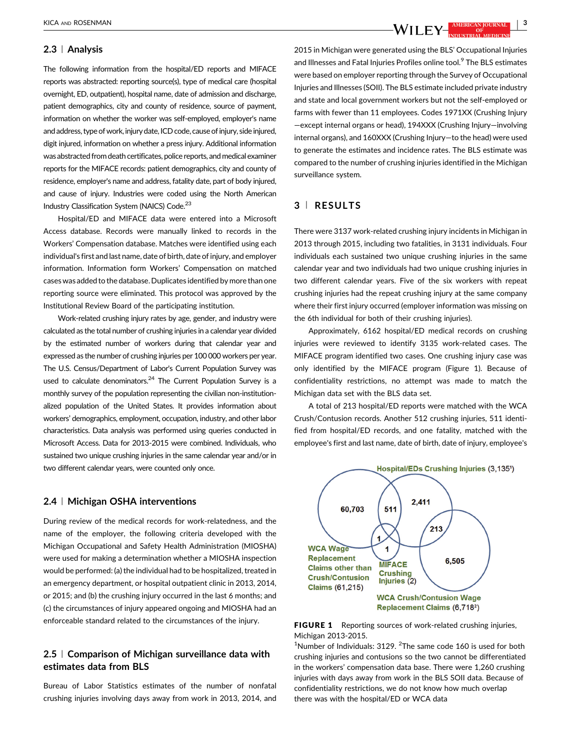## 2.3 | Analysis

The following information from the hospital/ED reports and MIFACE reports was abstracted: reporting source(s), type of medical care (hospital overnight, ED, outpatient), hospital name, date of admission and discharge, patient demographics, city and county of residence, source of payment, information on whether the worker was self-employed, employer's name and address, type of work, injury date, ICD code, cause of injury, side injured, digit injured, information on whether a press injury. Additional information was abstracted from death certificates, police reports, and medical examiner reports for the MIFACE records: patient demographics, city and county of residence, employer's name and address, fatality date, part of body injured, and cause of injury. Industries were coded using the North American Industry Classification System (NAICS) Code.[23]

Hospital/ED and MIFACE data were entered into a Microsoft Access database. Records were manually linked to records in the Workers' Compensation database. Matches were identified using each individual's first and last name, date of birth, date of injury, and employer information. Information form Workers' Compensation on matched cases was added to the database. Duplicates identified by more than one reporting source were eliminated. This protocol was approved by the Institutional Review Board of the participating institution.

Work-related crushing injury rates by age, gender, and industry were calculated as the total number of crushing injuries in a calendar year divided by the estimated number of workers during that calendar year and expressed as the number of crushing injuries per 100 000 workers per year. The U.S. Census/Department of Labor's Current Population Survey was used to calculate denominators.[24] The Current Population Survey is a monthly survey of the population representing the civilian non-institutionalized population of the United States. It provides information about workers' demographics, employment, occupation, industry, and other labor characteristics. Data analysis was performed using queries conducted in Microsoft Access. Data for 2013-2015 were combined. Individuals, who sustained two unique crushing injuries in the same calendar year and/or in two different calendar years, were counted only once.

## 2.4 | Michigan OSHA interventions

During review of the medical records for work-relatedness, and the name of the employer, the following criteria developed with the Michigan Occupational and Safety Health Administration (MIOSHA) were used for making a determination whether a MIOSHA inspection would be performed: (a) the individual had to be hospitalized, treated in an emergency department, or hospital outpatient clinic in 2013, 2014, or 2015; and (b) the crushing injury occurred in the last 6 months; and (c) the circumstances of injury appeared ongoing and MIOSHA had an enforceable standard related to the circumstances of the injury.

## 2.5 | Comparison of Michigan surveillance data with estimates data from BLS

Bureau of Labor Statistics estimates of the number of nonfatal crushing injuries involving days away from work in 2013, 2014, and 2015 in Michigan were generated using the BLS' Occupational Injuries and Illnesses and Fatal Injuries Profiles online tool.[9] The BLS estimates were based on employer reporting through the Survey of Occupational Injuries and Illnesses (SOII). The BLS estimate included private industry and state and local government workers but not the self-employed or farms with fewer than 11 employees. Codes 1971XX (Crushing Injury—except internal organs or head), 194XXX (Crushing Injury—involving internal organs), and 160XXX (Crushing Injury—to the head) were used to generate the estimates and incidence rates. The BLS estimate was compared to the number of crushing injuries identified in the Michigan surveillance system.

# 3 | RESULTS

There were 3137 work-related crushing injury incidents in Michigan in 2013 through 2015, including two fatalities, in 3131 individuals. Four individuals each sustained two unique crushing injuries in the same calendar year and two individuals had two unique crushing injuries in two different calendar years. Five of the six workers with repeat crushing injuries had the repeat crushing injury at the same company where their first injury occurred (employer information was missing on the 6th individual for both of their crushing injuries).

Approximately, 6162 hospital/ED medical records on crushing injuries were reviewed to identify 3135 work-related cases. The MIFACE program identified two cases. One crushing injury case was only identified by the MIFACE program (Figure 1). Because of confidentiality restrictions, no attempt was made to match the Michigan data set with the BLS data set.

A total of 213 hospital/ED reports were matched with the WCA Crush/Contusion records. Another 512 crushing injuries, 511 identified from hospital/ED records, and one fatality, matched with the employee's first and last name, date of birth, date of injury, employee's

**FIGURE 1** Reporting sources of work-related crushing injuries, Michigan 2013-2015.

[1]Number of Individuals: 3129. [2]The same code 160 is used for both crushing injuries and contusions so the two cannot be differentiated in the workers' compensation data base. There were 1,260 crushing injuries with days away from work in the BLS SOII data. Because of confidentiality restrictions, we do not know how much overlap there was with the hospital/ED or WCA data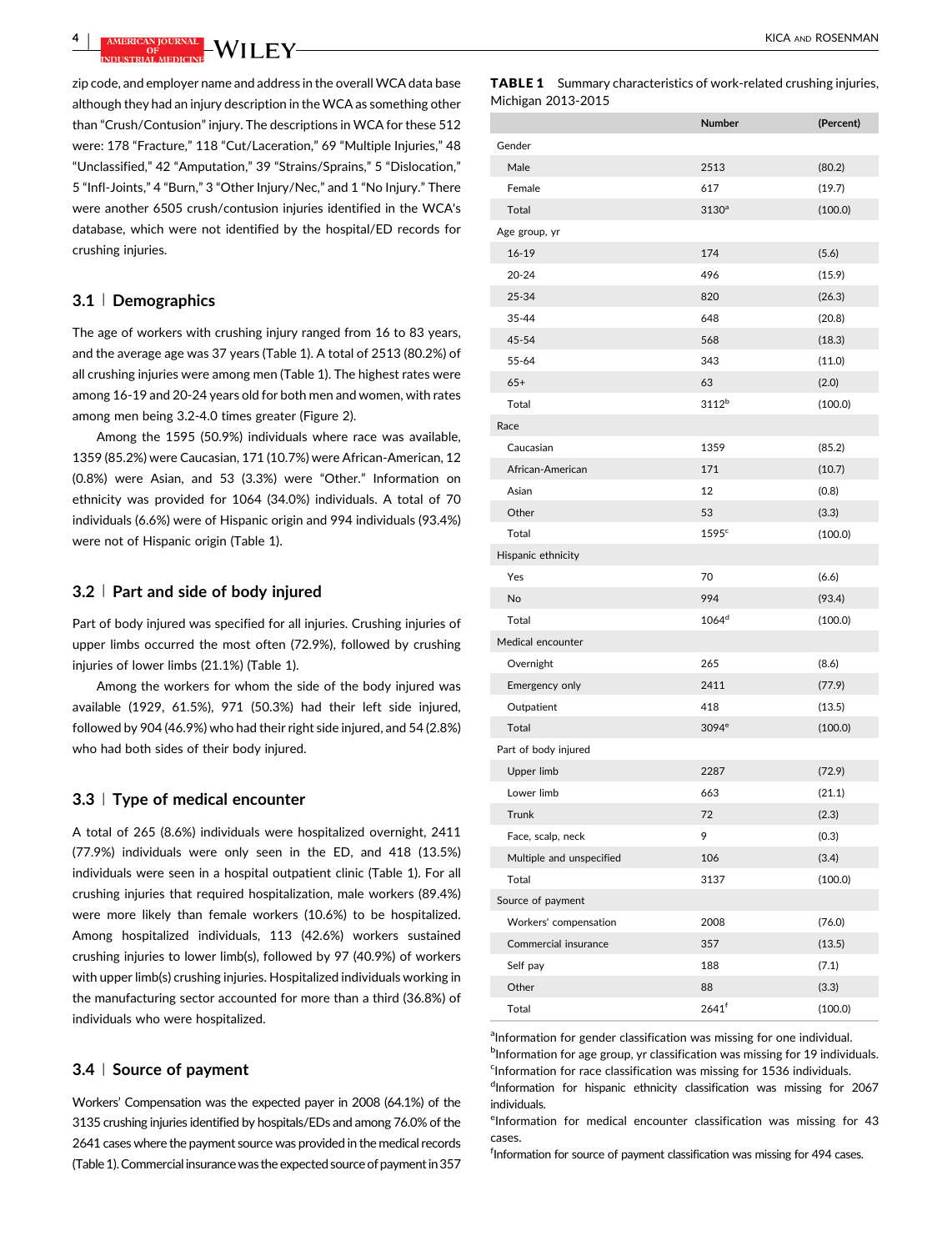zip code, and employer name and address in the overall WCA data base although they had an injury description in the WCA as something other than "Crush/Contusion" injury. The descriptions in WCA for these 512 were: 178 "Fracture," 118 "Cut/Laceration," 69 "Multiple Injuries," 48 "Unclassified," 42 "Amputation," 39 "Strains/Sprains," 5 "Dislocation," 5 "Infl-Joints," 4 "Burn," 3 "Other Injury/Nec," and 1 "No Injury." There were another 6505 crush/contusion injuries identified in the WCA's database, which were not identified by the hospital/ED records for crushing injuries.

## 3.1 | Demographics

The age of workers with crushing injury ranged from 16 to 83 years, and the average age was 37 years (Table 1). A total of 2513 (80.2%) of all crushing injuries were among men (Table 1). The highest rates were among 16-19 and 20-24 years old for both men and women, with rates among men being 3.2-4.0 times greater (Figure 2).

Among the 1595 (50.9%) individuals where race was available, 1359 (85.2%) were Caucasian, 171 (10.7%) were African-American, 12 (0.8%) were Asian, and 53 (3.3%) were "Other." Information on ethnicity was provided for 1064 (34.0%) individuals. A total of 70 individuals (6.6%) were of Hispanic origin and 994 individuals (93.4%) were not of Hispanic origin (Table 1).

## 3.2 | Part and side of body injured

Part of body injured was specified for all injuries. Crushing injuries of upper limbs occurred the most often (72.9%), followed by crushing injuries of lower limbs (21.1%) (Table 1).

Among the workers for whom the side of the body injured was available (1929, 61.5%), 971 (50.3%) had their left side injured, followed by 904 (46.9%) who had their right side injured, and 54 (2.8%) who had both sides of their body injured.

## 3.3 | Type of medical encounter

A total of 265 (8.6%) individuals were hospitalized overnight, 2411 (77.9%) individuals were only seen in the ED, and 418 (13.5%) individuals were seen in a hospital outpatient clinic (Table 1). For all crushing injuries that required hospitalization, male workers (89.4%) were more likely than female workers (10.6%) to be hospitalized. Among hospitalized individuals, 113 (42.6%) workers sustained crushing injuries to lower limb(s), followed by 97 (40.9%) of workers with upper limb(s) crushing injuries. Hospitalized individuals working in the manufacturing sector accounted for more than a third (36.8%) of individuals who were hospitalized.

## 3.4 | Source of payment

Workers' Compensation was the expected payer in 2008 (64.1%) of the 3135 crushing injuries identified by hospitals/EDs and among 76.0% of the 2641 cases where the payment source was provided in the medical records (Table 1). Commercial insurance was the expected source of payment in 357

**TABLE 1** Summary characteristics of work-related crushing injuries, Michigan 2013-2015

| | Number | (Percent) |
|---|---|---|
| Gender | | |
| Male | 2513 | (80.2) |
| Female | 617 | (19.7) |
| Total | 3130[a] | (100.0) |
| Age group, yr | | |
| 16-19 | 174 | (5.6) |
| 20-24 | 496 | (15.9) |
| 25-34 | 820 | (26.3) |
| 35-44 | 648 | (20.8) |
| 45-54 | 568 | (18.3) |
| 55-64 | 343 | (11.0) |
| 65+ | 63 | (2.0) |
| Total | 3112[b] | (100.0) |
| Race | | |
| Caucasian | 1359 | (85.2) |
| African-American | 171 | (10.7) |
| Asian | 12 | (0.8) |
| Other | 53 | (3.3) |
| Total | 1595[c] | (100.0) |
| Hispanic ethnicity | | |
| Yes | 70 | (6.6) |
| No | 994 | (93.4) |
| Total | 1064[d] | (100.0) |
| Medical encounter | | |
| Overnight | 265 | (8.6) |
| Emergency only | 2411 | (77.9) |
| Outpatient | 418 | (13.5) |
| Total | 3094[e] | (100.0) |
| Part of body injured | | |
| Upper limb | 2287 | (72.9) |
| Lower limb | 663 | (21.1) |
| Trunk | 72 | (2.3) |
| Face, scalp, neck | 9 | (0.3) |
| Multiple and unspecified | 106 | (3.4) |
| Total | 3137 | (100.0) |
| Source of payment | | |
| Workers' compensation | 2008 | (76.0) |
| Commercial insurance | 357 | (13.5) |
| Self pay | 188 | (7.1) |
| Other | 88 | (3.3) |
| Total | 2641[f] | (100.0) |

[a]Information for gender classification was missing for one individual.
[b]Information for age group, yr classification was missing for 19 individuals.
[c]Information for race classification was missing for 1536 individuals.
[d]Information for hispanic ethnicity classification was missing for 2067 individuals.
[e]Information for medical encounter classification was missing for 43 cases.
[f]Information for source of payment classification was missing for 494 cases.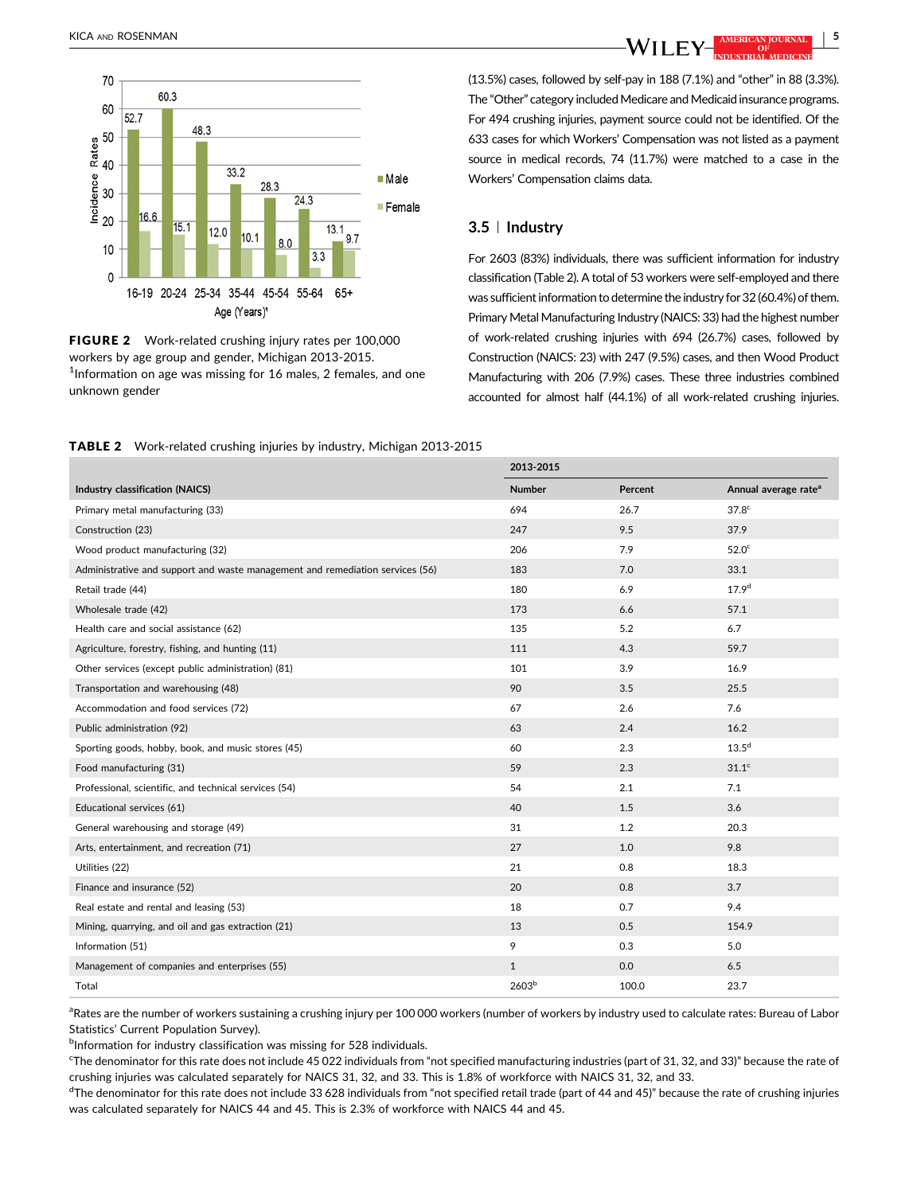FIGURE 2 Work-related crushing injury rates per 100,000 workers by age group and gender, Michigan 2013-2015. [1]Information on age was missing for 16 males, 2 females, and one unknown gender

(13.5%) cases, followed by self-pay in 188 (7.1%) and "other" in 88 (3.3%). The "Other" category included Medicare and Medicaid insurance programs. For 494 crushing injuries, payment source could not be identified. Of the 633 cases for which Workers' Compensation was not listed as a payment source in medical records, 74 (11.7%) were matched to a case in the Workers' Compensation claims data.

## 3.5 | Industry

For 2603 (83%) individuals, there was sufficient information for industry classification (Table 2). A total of 53 workers were self-employed and there was sufficient information to determine the industry for 32 (60.4%) of them. Primary Metal Manufacturing Industry (NAICS: 33) had the highest number of work-related crushing injuries with 694 (26.7%) cases, followed by Construction (NAICS: 23) with 247 (9.5%) cases, and then Wood Product Manufacturing with 206 (7.9%) cases. These three industries combined accounted for almost half (44.1%) of all work-related crushing injuries.

**TABLE 2** Work-related crushing injuries by industry, Michigan 2013-2015

| | 2013-2015 | | |
|---|---|---|---|
| Industry classification (NAICS) | Number | Percent | Annual average rate[a] |
| Primary metal manufacturing (33) | 694 | 26.7 | 37.8[c] |
| Construction (23) | 247 | 9.5 | 37.9 |
| Wood product manufacturing (32) | 206 | 7.9 | 52.0[c] |
| Administrative and support and waste management and remediation services (56) | 183 | 7.0 | 33.1 |
| Retail trade (44) | 180 | 6.9 | 17.9[d] |
| Wholesale trade (42) | 173 | 6.6 | 57.1 |
| Health care and social assistance (62) | 135 | 5.2 | 6.7 |
| Agriculture, forestry, fishing, and hunting (11) | 111 | 4.3 | 59.7 |
| Other services (except public administration) (81) | 101 | 3.9 | 16.9 |
| Transportation and warehousing (48) | 90 | 3.5 | 25.5 |
| Accommodation and food services (72) | 67 | 2.6 | 7.6 |
| Public administration (92) | 63 | 2.4 | 16.2 |
| Sporting goods, hobby, book, and music stores (45) | 60 | 2.3 | 13.5[d] |
| Food manufacturing (31) | 59 | 2.3 | 31.1[c] |
| Professional, scientific, and technical services (54) | 54 | 2.1 | 7.1 |
| Educational services (61) | 40 | 1.5 | 3.6 |
| General warehousing and storage (49) | 31 | 1.2 | 20.3 |
| Arts, entertainment, and recreation (71) | 27 | 1.0 | 9.8 |
| Utilities (22) | 21 | 0.8 | 18.3 |
| Finance and insurance (52) | 20 | 0.8 | 3.7 |
| Real estate and rental and leasing (53) | 18 | 0.7 | 9.4 |
| Mining, quarrying, and oil and gas extraction (21) | 13 | 0.5 | 154.9 |
| Information (51) | 9 | 0.3 | 5.0 |
| Management of companies and enterprises (55) | 1 | 0.0 | 6.5 |
| Total | 2603[b] | 100.0 | 23.7 |

[a]Rates are the number of workers sustaining a crushing injury per 100 000 workers (number of workers by industry used to calculate rates: Bureau of Labor Statistics' Current Population Survey).

[b]Information for industry classification was missing for 528 individuals.

[c]The denominator for this rate does not include 45 022 individuals from "not specified manufacturing industries (part of 31, 32, and 33)" because the rate of crushing injuries was calculated separately for NAICS 31, 32, and 33. This is 1.8% of workforce with NAICS 31, 32, and 33.

[d]The denominator for this rate does not include 33 628 individuals from "not specified retail trade (part of 44 and 45)" because the rate of crushing injuries was calculated separately for NAICS 44 and 45. This is 2.3% of workforce with NAICS 44 and 45.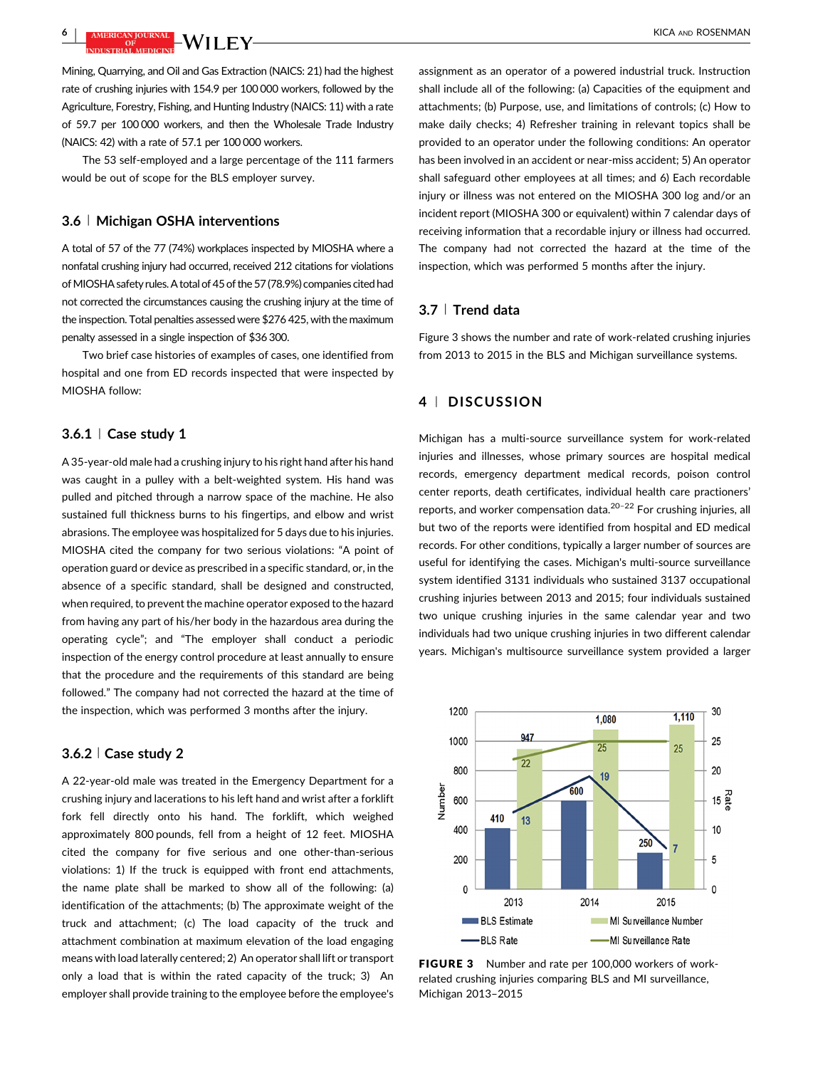Mining, Quarrying, and Oil and Gas Extraction (NAICS: 21) had the highest rate of crushing injuries with 154.9 per 100 000 workers, followed by the Agriculture, Forestry, Fishing, and Hunting Industry (NAICS: 11) with a rate of 59.7 per 100 000 workers, and then the Wholesale Trade Industry (NAICS: 42) with a rate of 57.1 per 100 000 workers.

The 53 self-employed and a large percentage of the 111 farmers would be out of scope for the BLS employer survey.

### 3.6 | Michigan OSHA interventions

A total of 57 of the 77 (74%) workplaces inspected by MIOSHA where a nonfatal crushing injury had occurred, received 212 citations for violations of MIOSHA safety rules. A total of 45 of the 57 (78.9%) companies cited had not corrected the circumstances causing the crushing injury at the time of the inspection. Total penalties assessed were $276 425, with the maximum penalty assessed in a single inspection of $36 300.

Two brief case histories of examples of cases, one identified from hospital and one from ED records inspected that were inspected by MIOSHA follow:

#### 3.6.1 | Case study 1

A 35-year-old male had a crushing injury to his right hand after his hand was caught in a pulley with a belt-weighted system. His hand was pulled and pitched through a narrow space of the machine. He also sustained full thickness burns to his fingertips, and elbow and wrist abrasions. The employee was hospitalized for 5 days due to his injuries. MIOSHA cited the company for two serious violations: "A point of operation guard or device as prescribed in a specific standard, or, in the absence of a specific standard, shall be designed and constructed, when required, to prevent the machine operator exposed to the hazard from having any part of his/her body in the hazardous area during the operating cycle"; and "The employer shall conduct a periodic inspection of the energy control procedure at least annually to ensure that the procedure and the requirements of this standard are being followed." The company had not corrected the hazard at the time of the inspection, which was performed 3 months after the injury.

#### 3.6.2 | Case study 2

A 22-year-old male was treated in the Emergency Department for a crushing injury and lacerations to his left hand and wrist after a forklift fork fell directly onto his hand. The forklift, which weighed approximately 800 pounds, fell from a height of 12 feet. MIOSHA cited the company for five serious and one other-than-serious violations: 1) If the truck is equipped with front end attachments, the name plate shall be marked to show all of the following: (a) identification of the attachments; (b) The approximate weight of the truck and attachment; (c) The load capacity of the truck and attachment combination at maximum elevation of the load engaging means with load laterally centered; 2) An operator shall lift or transport only a load that is within the rated capacity of the truck; 3) An employer shall provide training to the employee before the employee's assignment as an operator of a powered industrial truck. Instruction shall include all of the following: (a) Capacities of the equipment and attachments; (b) Purpose, use, and limitations of controls; (c) How to make daily checks; 4) Refresher training in relevant topics shall be provided to an operator under the following conditions: An operator has been involved in an accident or near-miss accident; 5) An operator shall safeguard other employees at all times; and 6) Each recordable injury or illness was not entered on the MIOSHA 300 log and/or an incident report (MIOSHA 300 or equivalent) within 7 calendar days of receiving information that a recordable injury or illness had occurred. The company had not corrected the hazard at the time of the inspection, which was performed 5 months after the injury.

### 3.7 | Trend data

Figure 3 shows the number and rate of work-related crushing injuries from 2013 to 2015 in the BLS and Michigan surveillance systems.

## 4 | DISCUSSION

Michigan has a multi-source surveillance system for work-related injuries and illnesses, whose primary sources are hospital medical records, emergency department medical records, poison control center reports, death certificates, individual health care practioners' reports, and worker compensation data.[20–22] For crushing injuries, all but two of the reports were identified from hospital and ED medical records. For other conditions, typically a larger number of sources are useful for identifying the cases. Michigan's multi-source surveillance system identified 3131 individuals who sustained 3137 occupational crushing injuries between 2013 and 2015; four individuals sustained two unique crushing injuries in the same calendar year and two individuals had two unique crushing injuries in two different calendar years. Michigan's multisource surveillance system provided a larger

**FIGURE 3** Number and rate per 100,000 workers of work-related crushing injuries comparing BLS and MI surveillance, Michigan 2013–2015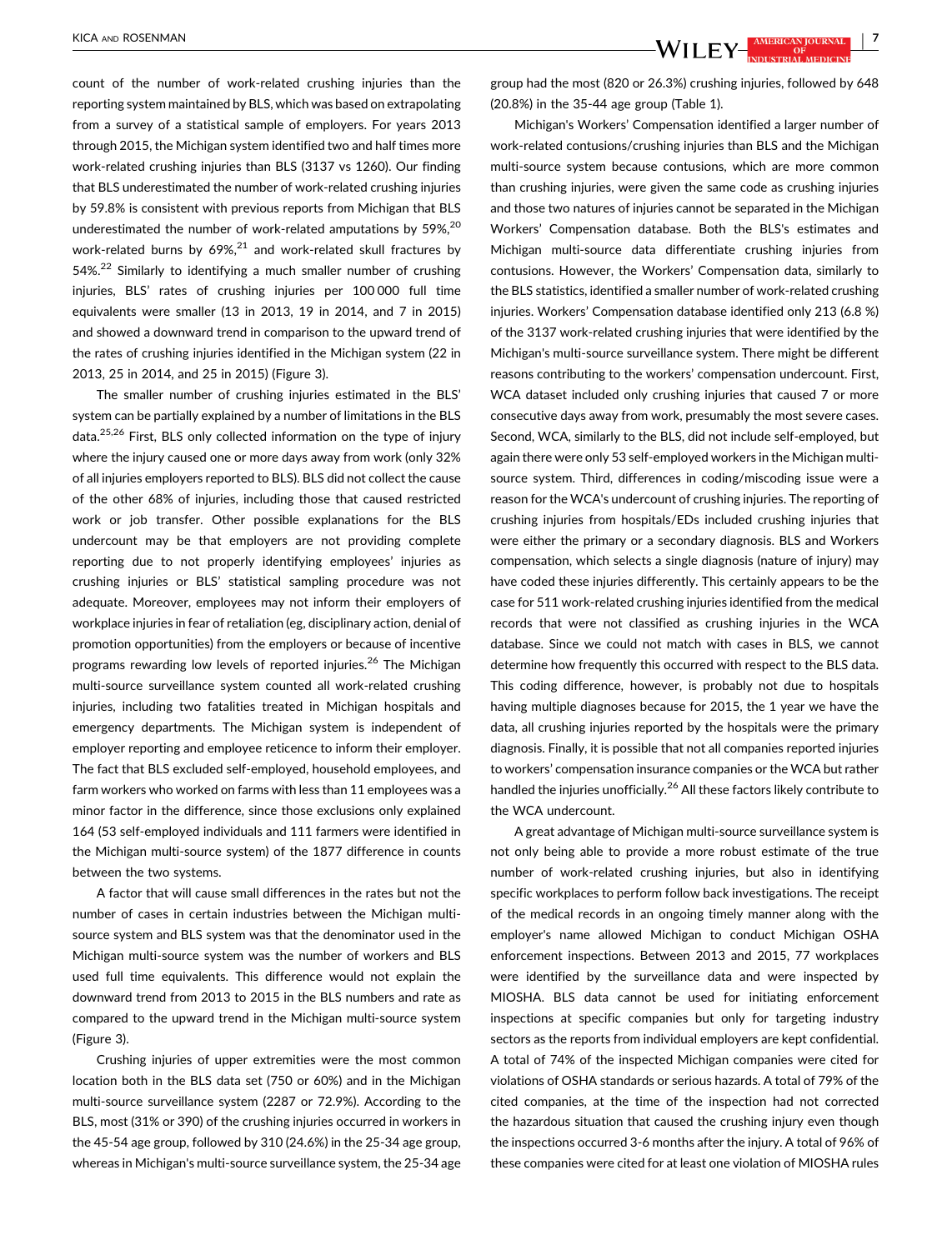count of the number of work-related crushing injuries than the reporting system maintained by BLS, which was based on extrapolating from a survey of a statistical sample of employers. For years 2013 through 2015, the Michigan system identified two and half times more work-related crushing injuries than BLS (3137 vs 1260). Our finding that BLS underestimated the number of work-related crushing injuries by 59.8% is consistent with previous reports from Michigan that BLS underestimated the number of work-related amputations by 59%,[20] work-related burns by 69%,[21] and work-related skull fractures by 54%.[22] Similarly to identifying a much smaller number of crushing injuries, BLS' rates of crushing injuries per 100 000 full time equivalents were smaller (13 in 2013, 19 in 2014, and 7 in 2015) and showed a downward trend in comparison to the upward trend of the rates of crushing injuries identified in the Michigan system (22 in 2013, 25 in 2014, and 25 in 2015) (Figure 3).

The smaller number of crushing injuries estimated in the BLS' system can be partially explained by a number of limitations in the BLS data.[25,26] First, BLS only collected information on the type of injury where the injury caused one or more days away from work (only 32% of all injuries employers reported to BLS). BLS did not collect the cause of the other 68% of injuries, including those that caused restricted work or job transfer. Other possible explanations for the BLS undercount may be that employers are not providing complete reporting due to not properly identifying employees' injuries as crushing injuries or BLS' statistical sampling procedure was not adequate. Moreover, employees may not inform their employers of workplace injuries in fear of retaliation (eg, disciplinary action, denial of promotion opportunities) from the employers or because of incentive programs rewarding low levels of reported injuries.[26] The Michigan multi-source surveillance system counted all work-related crushing injuries, including two fatalities treated in Michigan hospitals and emergency departments. The Michigan system is independent of employer reporting and employee reticence to inform their employer. The fact that BLS excluded self-employed, household employees, and farm workers who worked on farms with less than 11 employees was a minor factor in the difference, since those exclusions only explained 164 (53 self-employed individuals and 111 farmers were identified in the Michigan multi-source system) of the 1877 difference in counts between the two systems.

A factor that will cause small differences in the rates but not the number of cases in certain industries between the Michigan multi-source system and BLS system was that the denominator used in the Michigan multi-source system was the number of workers and BLS used full time equivalents. This difference would not explain the downward trend from 2013 to 2015 in the BLS numbers and rate as compared to the upward trend in the Michigan multi-source system (Figure 3).

Crushing injuries of upper extremities were the most common location both in the BLS data set (750 or 60%) and in the Michigan multi-source surveillance system (2287 or 72.9%). According to the BLS, most (31% or 390) of the crushing injuries occurred in workers in the 45-54 age group, followed by 310 (24.6%) in the 25-34 age group, whereas in Michigan's multi-source surveillance system, the 25-34 age group had the most (820 or 26.3%) crushing injuries, followed by 648 (20.8%) in the 35-44 age group (Table 1).

Michigan's Workers' Compensation identified a larger number of work-related contusions/crushing injuries than BLS and the Michigan multi-source system because contusions, which are more common than crushing injuries, were given the same code as crushing injuries and those two natures of injuries cannot be separated in the Michigan Workers' Compensation database. Both the BLS's estimates and Michigan multi-source data differentiate crushing injuries from contusions. However, the Workers' Compensation data, similarly to the BLS statistics, identified a smaller number of work-related crushing injuries. Workers' Compensation database identified only 213 (6.8 %) of the 3137 work-related crushing injuries that were identified by the Michigan's multi-source surveillance system. There might be different reasons contributing to the workers' compensation undercount. First, WCA dataset included only crushing injuries that caused 7 or more consecutive days away from work, presumably the most severe cases. Second, WCA, similarly to the BLS, did not include self-employed, but again there were only 53 self-employed workers in the Michigan multi-source system. Third, differences in coding/miscoding issue were a reason for the WCA's undercount of crushing injuries. The reporting of crushing injuries from hospitals/EDs included crushing injuries that were either the primary or a secondary diagnosis. BLS and Workers compensation, which selects a single diagnosis (nature of injury) may have coded these injuries differently. This certainly appears to be the case for 511 work-related crushing injuries identified from the medical records that were not classified as crushing injuries in the WCA database. Since we could not match with cases in BLS, we cannot determine how frequently this occurred with respect to the BLS data. This coding difference, however, is probably not due to hospitals having multiple diagnoses because for 2015, the 1 year we have the data, all crushing injuries reported by the hospitals were the primary diagnosis. Finally, it is possible that not all companies reported injuries to workers' compensation insurance companies or the WCA but rather handled the injuries unofficially.[26] All these factors likely contribute to the WCA undercount.

A great advantage of Michigan multi-source surveillance system is not only being able to provide a more robust estimate of the true number of work-related crushing injuries, but also in identifying specific workplaces to perform follow back investigations. The receipt of the medical records in an ongoing timely manner along with the employer's name allowed Michigan to conduct Michigan OSHA enforcement inspections. Between 2013 and 2015, 77 workplaces were identified by the surveillance data and were inspected by MIOSHA. BLS data cannot be used for initiating enforcement inspections at specific companies but only for targeting industry sectors as the reports from individual employers are kept confidential. A total of 74% of the inspected Michigan companies were cited for violations of OSHA standards or serious hazards. A total of 79% of the cited companies, at the time of the inspection had not corrected the hazardous situation that caused the crushing injury even though the inspections occurred 3-6 months after the injury. A total of 96% of these companies were cited for at least one violation of MIOSHA rules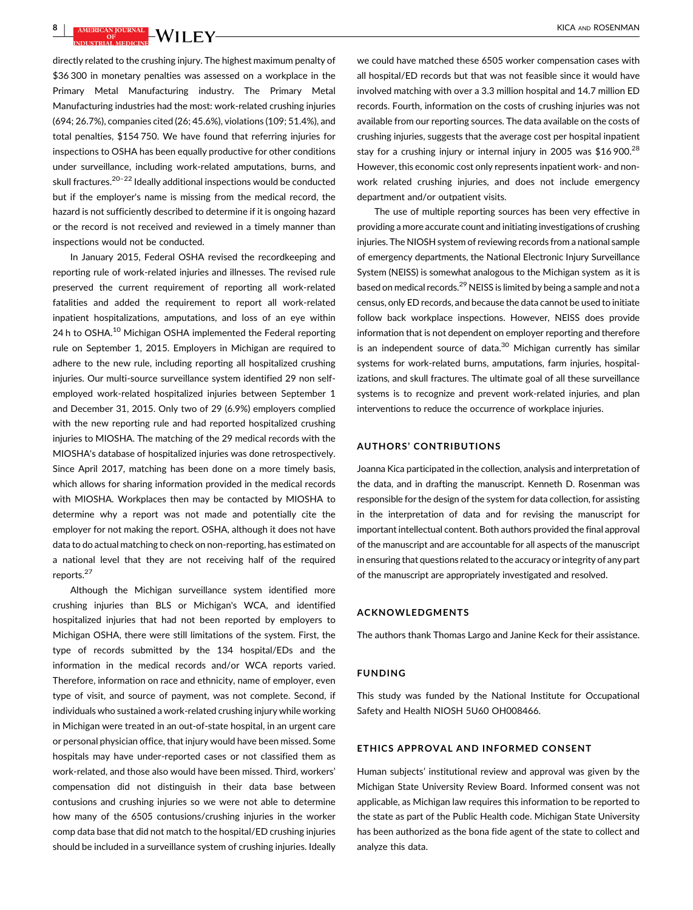directly related to the crushing injury. The highest maximum penalty of $36 300 in monetary penalties was assessed on a workplace in the Primary Metal Manufacturing industry. The Primary Metal Manufacturing industries had the most: work-related crushing injuries (694; 26.7%), companies cited (26; 45.6%), violations (109; 51.4%), and total penalties, $154 750. We have found that referring injuries for inspections to OSHA has been equally productive for other conditions under surveillance, including work-related amputations, burns, and skull fractures.[20–22] Ideally additional inspections would be conducted but if the employer's name is missing from the medical record, the hazard is not sufficiently described to determine if it is ongoing hazard or the record is not received and reviewed in a timely manner than inspections would not be conducted.

In January 2015, Federal OSHA revised the recordkeeping and reporting rule of work-related injuries and illnesses. The revised rule preserved the current requirement of reporting all work-related fatalities and added the requirement to report all work-related inpatient hospitalizations, amputations, and loss of an eye within 24 h to OSHA.[10] Michigan OSHA implemented the Federal reporting rule on September 1, 2015. Employers in Michigan are required to adhere to the new rule, including reporting all hospitalized crushing injuries. Our multi-source surveillance system identified 29 non self-employed work-related hospitalized injuries between September 1 and December 31, 2015. Only two of 29 (6.9%) employers complied with the new reporting rule and had reported hospitalized crushing injuries to MIOSHA. The matching of the 29 medical records with the MIOSHA's database of hospitalized injuries was done retrospectively. Since April 2017, matching has been done on a more timely basis, which allows for sharing information provided in the medical records with MIOSHA. Workplaces then may be contacted by MIOSHA to determine why a report was not made and potentially cite the employer for not making the report. OSHA, although it does not have data to do actual matching to check on non-reporting, has estimated on a national level that they are not receiving half of the required reports.[27]

Although the Michigan surveillance system identified more crushing injuries than BLS or Michigan's WCA, and identified hospitalized injuries that had not been reported by employers to Michigan OSHA, there were still limitations of the system. First, the type of records submitted by the 134 hospital/EDs and the information in the medical records and/or WCA reports varied. Therefore, information on race and ethnicity, name of employer, even type of visit, and source of payment, was not complete. Second, if individuals who sustained a work-related crushing injury while working in Michigan were treated in an out-of-state hospital, in an urgent care or personal physician office, that injury would have been missed. Some hospitals may have under-reported cases or not classified them as work-related, and those also would have been missed. Third, workers' compensation did not distinguish in their data base between contusions and crushing injuries so we were not able to determine how many of the 6505 contusions/crushing injuries in the worker comp data base that did not match to the hospital/ED crushing injuries should be included in a surveillance system of crushing injuries. Ideally we could have matched these 6505 worker compensation cases with all hospital/ED records but that was not feasible since it would have involved matching with over a 3.3 million hospital and 14.7 million ED records. Fourth, information on the costs of crushing injuries was not available from our reporting sources. The data available on the costs of crushing injuries, suggests that the average cost per hospital inpatient stay for a crushing injury or internal injury in 2005 was $16 900.[28] However, this economic cost only represents inpatient work- and non-work related crushing injuries, and does not include emergency department and/or outpatient visits.

The use of multiple reporting sources has been very effective in providing a more accurate count and initiating investigations of crushing injuries. The NIOSH system of reviewing records from a national sample of emergency departments, the National Electronic Injury Surveillance System (NEISS) is somewhat analogous to the Michigan system as it is based on medical records.[29] NEISS is limited by being a sample and not a census, only ED records, and because the data cannot be used to initiate follow back workplace inspections. However, NEISS does provide information that is not dependent on employer reporting and therefore is an independent source of data.[30] Michigan currently has similar systems for work-related burns, amputations, farm injuries, hospitalizations, and skull fractures. The ultimate goal of all these surveillance systems is to recognize and prevent work-related injuries, and plan interventions to reduce the occurrence of workplace injuries.

## AUTHORS' CONTRIBUTIONS

Joanna Kica participated in the collection, analysis and interpretation of the data, and in drafting the manuscript. Kenneth D. Rosenman was responsible for the design of the system for data collection, for assisting in the interpretation of data and for revising the manuscript for important intellectual content. Both authors provided the final approval of the manuscript and are accountable for all aspects of the manuscript in ensuring that questions related to the accuracy or integrity of any part of the manuscript are appropriately investigated and resolved.

## ACKNOWLEDGMENTS

The authors thank Thomas Largo and Janine Keck for their assistance.

## FUNDING

This study was funded by the National Institute for Occupational Safety and Health NIOSH 5U60 OH008466.

## ETHICS APPROVAL AND INFORMED CONSENT

Human subjects' institutional review and approval was given by the Michigan State University Review Board. Informed consent was not applicable, as Michigan law requires this information to be reported to the state as part of the Public Health code. Michigan State University has been authorized as the bona fide agent of the state to collect and analyze this data.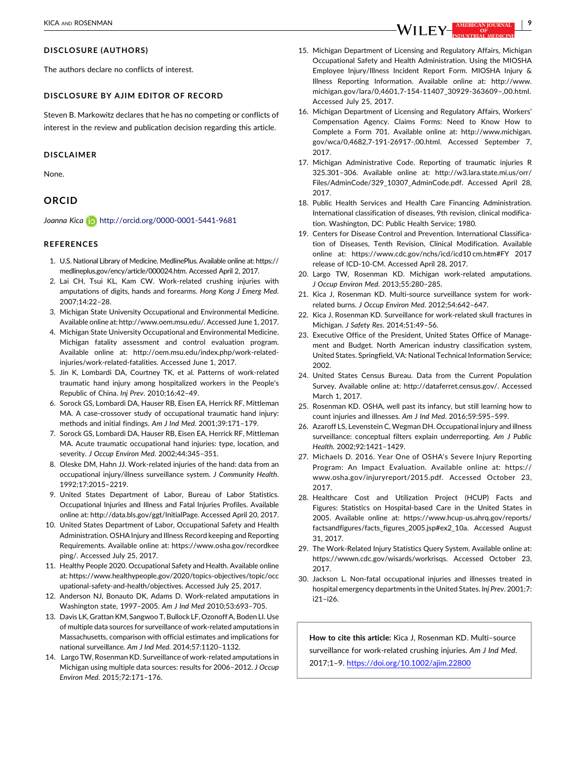## DISCLOSURE (AUTHORS)

The authors declare no conflicts of interest.

## DISCLOSURE BY AJIM EDITOR OF RECORD

Steven B. Markowitz declares that he has no competing or conflicts of interest in the review and publication decision regarding this article.

## DISCLAIMER

None.

## ORCID

*Joanna Kica* http://orcid.org/0000-0001-5441-9681

## REFERENCES

1. U.S. National Library of Medicine. MedlinePlus. Available online at: https://medlineplus.gov/ency/article/000024.htm. Accessed April 2, 2017.
2. Lai CH, Tsui KL, Kam CW. Work-related crushing injuries with amputations of digits, hands and forearms. *Hong Kong J Emerg Med*. 2007;14:22–28.
3. Michigan State University Occupational and Environmental Medicine. Available online at: http://www.oem.msu.edu/. Accessed June 1, 2017.
4. Michigan State University Occupational and Environmental Medicine. Michigan fatality assessment and control evaluation program. Available online at: http://oem.msu.edu/index.php/work-related-injuries/work-related-fatalities. Accessed June 1, 2017.
5. Jin K, Lombardi DA, Courtney TK, et al. Patterns of work-related traumatic hand injury among hospitalized workers in the People's Republic of China. *Inj Prev*. 2010;16:42–49.
6. Sorock GS, Lombardi DA, Hauser RB, Eisen EA, Herrick RF, Mittleman MA. A case-crossover study of occupational traumatic hand injury: methods and initial findings. *Am J Ind Med*. 2001;39:171–179.
7. Sorock GS, Lombardi DA, Hauser RB, Eisen EA, Herrick RF, Mittleman MA. Acute traumatic occupational hand injuries: type, location, and severity. *J Occup Environ Med*. 2002;44:345–351.
8. Oleske DM, Hahn JJ. Work-related injuries of the hand: data from an occupational injury/illness surveillance system. *J Community Health*. 1992;17:2015–2219.
9. United States Department of Labor, Bureau of Labor Statistics. Occupational Injuries and Illness and Fatal Injuries Profiles. Available online at: http://data.bls.gov/ggt/InitialPage. Accessed April 20, 2017.
10. United States Department of Labor, Occupational Safety and Health Administration. OSHA Injury and Illness Record keeping and Reporting Requirements. Available online at: https://www.osha.gov/recordkeeping/. Accessed July 25, 2017.
11. Healthy People 2020. Occupational Safety and Health. Available online at: https://www.healthypeople.gov/2020/topics-objectives/topic/occupational-safety-and-health/objectives. Accessed July 25, 2017.
12. Anderson NJ, Bonauto DK, Adams D. Work-related amputations in Washington state, 1997–2005. *Am J Ind Med* 2010;53:693–705.
13. Davis LK, Grattan KM, Sangwoo T, Bullock LF, Ozonoff A, Boden LI. Use of multiple data sources for surveillance of work-related amputations in Massachusetts, comparison with official estimates and implications for national surveillance. *Am J Ind Med*. 2014;57:1120–1132.
14. Largo TW, Rosenman KD. Surveillance of work-related amputations in Michigan using multiple data sources: results for 2006–2012. *J Occup Environ Med*. 2015;72:171–176.
15. Michigan Department of Licensing and Regulatory Affairs, Michigan Occupational Safety and Health Administration. Using the MIOSHA Employee Injury/Illness Incident Report Form. MIOSHA Injury & Illness Reporting Information. Available online at: http://www.michigan.gov/lara/0,4601,7-154-11407_30929-363609–,00.html. Accessed July 25, 2017.
16. Michigan Department of Licensing and Regulatory Affairs, Workers' Compensation Agency. Claims Forms: Need to Know How to Complete a Form 701. Available online at: http://www.michigan.gov/wca/0,4682,7-191-26917-,00.html. Accessed September 7, 2017.
17. Michigan Administrative Code. Reporting of traumatic injuries R 325.301–306. Available online at: http://w3.lara.state.mi.us/orr/Files/AdminCode/329_10307_AdminCode.pdf. Accessed April 28, 2017.
18. Public Health Services and Health Care Financing Administration. International classification of diseases, 9th revision, clinical modification. Washington, DC: Public Health Service; 1980.
19. Centers for Disease Control and Prevention. International Classification of Diseases, Tenth Revision, Clinical Modification. Available online at: https://www.cdc.gov/nchs/icd/icd10 cm.htm#FY 2017 release of ICD-10-CM. Accessed April 28, 2017.
20. Largo TW, Rosenman KD. Michigan work-related amputations. *J Occup Environ Med*. 2013;55:280–285.
21. Kica J, Rosenman KD. Multi-source surveillance system for work-related burns. *J Occup Environ Med*. 2012;54:642–647.
22. Kica J, Rosenman KD. Surveillance for work-related skull fractures in Michigan. *J Safety Res*. 2014;51:49–56.
23. Executive Office of the President, United States Office of Management and Budget. North American industry classification system, United States. Springfield, VA: National Technical Information Service; 2002.
24. United States Census Bureau. Data from the Current Population Survey. Available online at: http://dataferrett.census.gov/. Accessed March 1, 2017.
25. Rosenman KD. OSHA, well past its infancy, but still learning how to count injuries and illnesses. *Am J Ind Med*. 2016;59:595–599.
26. Azaroff LS, Levenstein C, Wegman DH. Occupational injury and illness surveillance: conceptual filters explain underreporting. *Am J Public Health*. 2002;92:1421–1429.
27. Michaels D. 2016. Year One of OSHA's Severe Injury Reporting Program: An Impact Evaluation. Available online at: https://www.osha.gov/injuryreport/2015.pdf. Accessed October 23, 2017.
28. Healthcare Cost and Utilization Project (HCUP) Facts and Figures: Statistics on Hospital-based Care in the United States in 2005. Available online at: https://www.hcup-us.ahrq.gov/reports/factsandfigures/facts_figures_2005.jsp#ex2_10a. Accessed August 31, 2017.
29. The Work-Related Injury Statistics Query System. Available online at: https://wwwn.cdc.gov/wisards/workrisqs. Accessed October 23, 2017.
30. Jackson L. Non-fatal occupational injuries and illnesses treated in hospital emergency departments in the United States. *Inj Prev*. 2001;7:i21–i26.

**How to cite this article:** Kica J, Rosenman KD. Multi–source surveillance for work-related crushing injuries. *Am J Ind Med*. 2017;1–9. https://doi.org/10.1002/ajim.22800